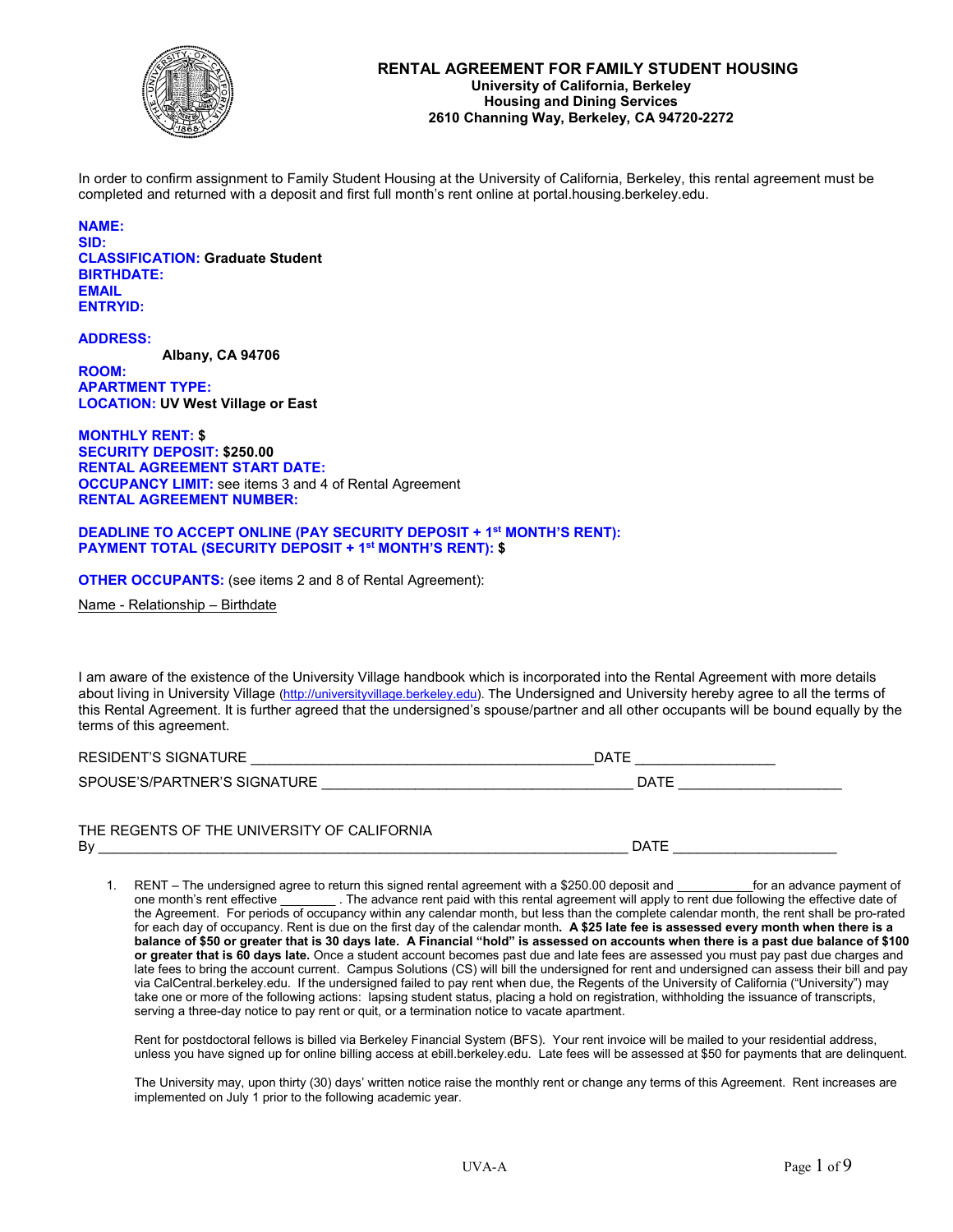# RENTAL AGREEMENT FOR FAMILY STUDENT HOUSING

**University of California, Berkeley**
**Housing and Dining Services**
**2610 Channing Way, Berkeley, CA 94720-2272**

In order to confirm assignment to Family Student Housing at the University of California, Berkeley, this rental agreement must be completed and returned with a deposit and first full month's rent online at portal.housing.berkeley.edu.

**NAME:**
**SID:**
**CLASSIFICATION:** **Graduate Student**
**BIRTHDATE:**
**EMAIL**
**ENTRYID:**

**ADDRESS:**
**Albany, CA 94706**
**ROOM:**
**APARTMENT TYPE:**
**LOCATION:** **UV West Village or East**

**MONTHLY RENT:** **$**
**SECURITY DEPOSIT:** **$250.00**
**RENTAL AGREEMENT START DATE:**
**OCCUPANCY LIMIT:** see items 3 and 4 of Rental Agreement
**RENTAL AGREEMENT NUMBER:**

**DEADLINE TO ACCEPT ONLINE (PAY SECURITY DEPOSIT + 1st MONTH'S RENT):**
**PAYMENT TOTAL (SECURITY DEPOSIT + 1st MONTH'S RENT):** **$**

**OTHER OCCUPANTS:** (see items 2 and 8 of Rental Agreement):

Name - Relationship – Birthdate

I am aware of the existence of the University Village handbook which is incorporated into the Rental Agreement with more details about living in University Village (http://universityvillage.berkeley.edu). The Undersigned and University hereby agree to all the terms of this Rental Agreement. It is further agreed that the undersigned's spouse/partner and all other occupants will be bound equally by the terms of this agreement.

RESIDENT'S SIGNATURE ____________________________________________ DATE __________________

SPOUSE'S/PARTNER'S SIGNATURE ________________________________________ DATE _____________________

THE REGENTS OF THE UNIVERSITY OF CALIFORNIA
By ____________________________________________________________________ DATE _____________________

1. RENT – The undersigned agree to return this signed rental agreement with a $250.00 deposit and ___________for an advance payment of one month's rent effective ________ . The advance rent paid with this rental agreement will apply to rent due following the effective date of the Agreement. For periods of occupancy within any calendar month, but less than the complete calendar month, the rent shall be pro-rated for each day of occupancy. Rent is due on the first day of the calendar month. **A $25 late fee is assessed every month when there is a balance of $50 or greater that is 30 days late. A Financial "hold" is assessed on accounts when there is a past due balance of $100 or greater that is 60 days late.** Once a student account becomes past due and late fees are assessed you must pay past due charges and late fees to bring the account current. Campus Solutions (CS) will bill the undersigned for rent and undersigned can assess their bill and pay via CalCentral.berkeley.edu. If the undersigned failed to pay rent when due, the Regents of the University of California ("University") may take one or more of the following actions: lapsing student status, placing a hold on registration, withholding the issuance of transcripts, serving a three-day notice to pay rent or quit, or a termination notice to vacate apartment.

   Rent for postdoctoral fellows is billed via Berkeley Financial System (BFS). Your rent invoice will be mailed to your residential address, unless you have signed up for online billing access at ebill.berkeley.edu. Late fees will be assessed at $50 for payments that are delinquent.

   The University may, upon thirty (30) days' written notice raise the monthly rent or change any terms of this Agreement. Rent increases are implemented on July 1 prior to the following academic year.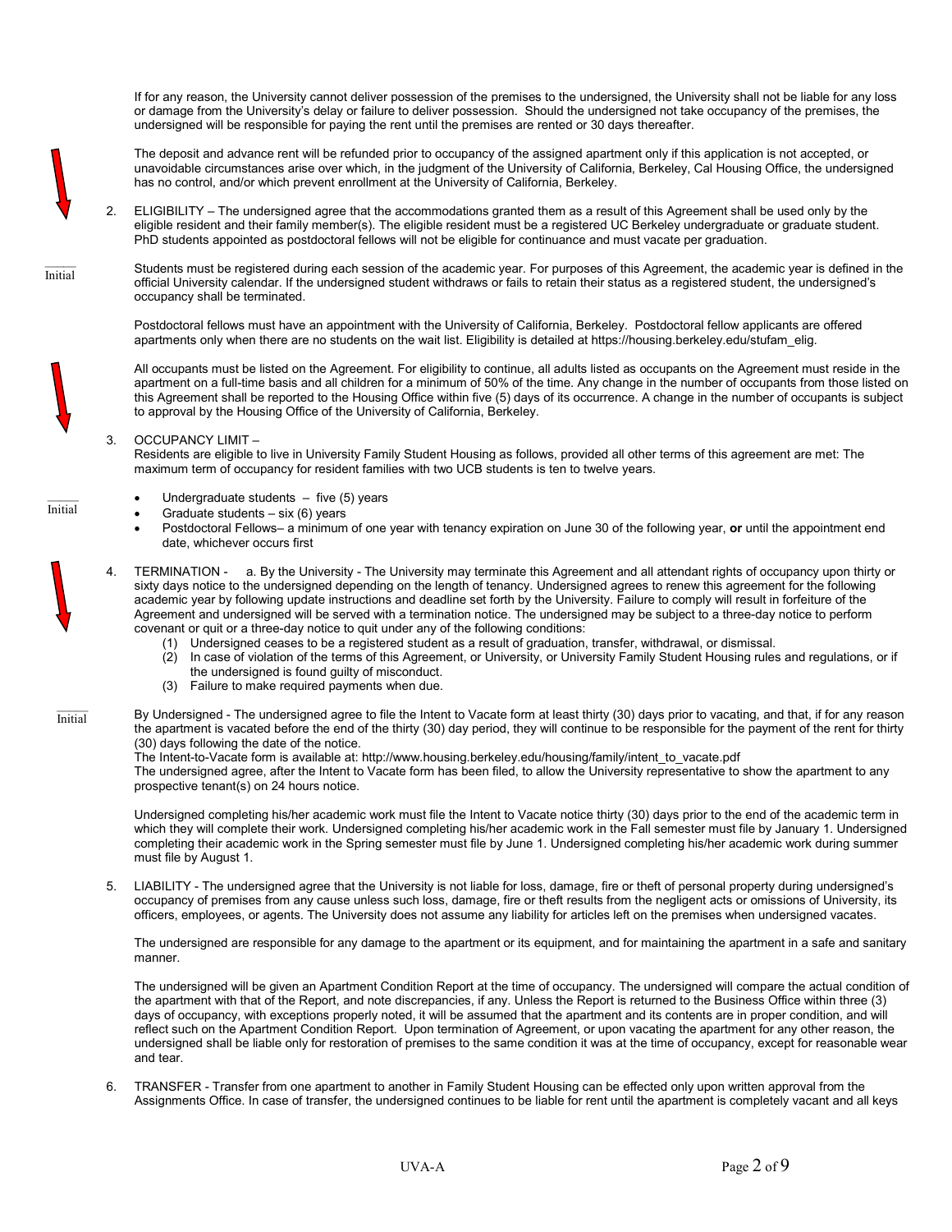If for any reason, the University cannot deliver possession of the premises to the undersigned, the University shall not be liable for any loss or damage from the University's delay or failure to deliver possession. Should the undersigned not take occupancy of the premises, the undersigned will be responsible for paying the rent until the premises are rented or 30 days thereafter.

The deposit and advance rent will be refunded prior to occupancy of the assigned apartment only if this application is not accepted, or unavoidable circumstances arise over which, in the judgment of the University of California, Berkeley, Cal Housing Office, the undersigned has no control, and/or which prevent enrollment at the University of California, Berkeley.

2. ELIGIBILITY – The undersigned agree that the accommodations granted them as a result of this Agreement shall be used only by the eligible resident and their family member(s). The eligible resident must be a registered UC Berkeley undergraduate or graduate student. PhD students appointed as postdoctoral fellows will not be eligible for continuance and must vacate per graduation.

_____ Initial

Students must be registered during each session of the academic year. For purposes of this Agreement, the academic year is defined in the official University calendar. If the undersigned student withdraws or fails to retain their status as a registered student, the undersigned's occupancy shall be terminated.

Postdoctoral fellows must have an appointment with the University of California, Berkeley. Postdoctoral fellow applicants are offered apartments only when there are no students on the wait list. Eligibility is detailed at https://housing.berkeley.edu/stufam_elig.

All occupants must be listed on the Agreement. For eligibility to continue, all adults listed as occupants on the Agreement must reside in the apartment on a full-time basis and all children for a minimum of 50% of the time. Any change in the number of occupants from those listed on this Agreement shall be reported to the Housing Office within five (5) days of its occurrence. A change in the number of occupants is subject to approval by the Housing Office of the University of California, Berkeley.

3. OCCUPANCY LIMIT –
Residents are eligible to live in University Family Student Housing as follows, provided all other terms of this agreement are met: The maximum term of occupancy for resident families with two UCB students is ten to twelve years.

_____ Initial

- Undergraduate students – five (5) years
- Graduate students – six (6) years
- Postdoctoral Fellows– a minimum of one year with tenancy expiration on June 30 of the following year, **or** until the appointment end date, whichever occurs first

4. TERMINATION - a. By the University - The University may terminate this Agreement and all attendant rights of occupancy upon thirty or sixty days notice to the undersigned depending on the length of tenancy. Undersigned agrees to renew this agreement for the following academic year by following update instructions and deadline set forth by the University. Failure to comply will result in forfeiture of the Agreement and undersigned will be served with a termination notice. The undersigned may be subject to a three-day notice to perform covenant or quit or a three-day notice to quit under any of the following conditions:
   (1) Undersigned ceases to be a registered student as a result of graduation, transfer, withdrawal, or dismissal.
   (2) In case of violation of the terms of this Agreement, or University, or University Family Student Housing rules and regulations, or if the undersigned is found guilty of misconduct.
   (3) Failure to make required payments when due.

_____ Initial

By Undersigned - The undersigned agree to file the Intent to Vacate form at least thirty (30) days prior to vacating, and that, if for any reason the apartment is vacated before the end of the thirty (30) day period, they will continue to be responsible for the payment of the rent for thirty (30) days following the date of the notice.
The Intent-to-Vacate form is available at: http://www.housing.berkeley.edu/housing/family/intent_to_vacate.pdf
The undersigned agree, after the Intent to Vacate form has been filed, to allow the University representative to show the apartment to any prospective tenant(s) on 24 hours notice.

Undersigned completing his/her academic work must file the Intent to Vacate notice thirty (30) days prior to the end of the academic term in which they will complete their work. Undersigned completing his/her academic work in the Fall semester must file by January 1. Undersigned completing their academic work in the Spring semester must file by June 1. Undersigned completing his/her academic work during summer must file by August 1.

5. LIABILITY - The undersigned agree that the University is not liable for loss, damage, fire or theft of personal property during undersigned's occupancy of premises from any cause unless such loss, damage, fire or theft results from the negligent acts or omissions of University, its officers, employees, or agents. The University does not assume any liability for articles left on the premises when undersigned vacates.

The undersigned are responsible for any damage to the apartment or its equipment, and for maintaining the apartment in a safe and sanitary manner.

The undersigned will be given an Apartment Condition Report at the time of occupancy. The undersigned will compare the actual condition of the apartment with that of the Report, and note discrepancies, if any. Unless the Report is returned to the Business Office within three (3) days of occupancy, with exceptions properly noted, it will be assumed that the apartment and its contents are in proper condition, and will reflect such on the Apartment Condition Report. Upon termination of Agreement, or upon vacating the apartment for any other reason, the undersigned shall be liable only for restoration of premises to the same condition it was at the time of occupancy, except for reasonable wear and tear.

6. TRANSFER - Transfer from one apartment to another in Family Student Housing can be effected only upon written approval from the Assignments Office. In case of transfer, the undersigned continues to be liable for rent until the apartment is completely vacant and all keys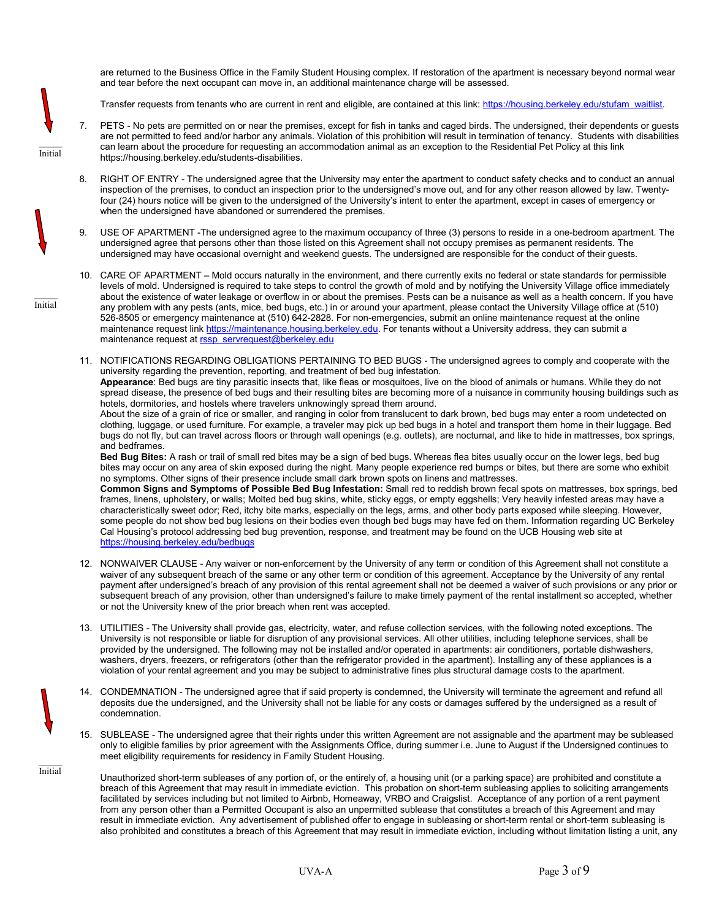are returned to the Business Office in the Family Student Housing complex. If restoration of the apartment is necessary beyond normal wear and tear before the next occupant can move in, an additional maintenance charge will be assessed.

Transfer requests from tenants who are current in rent and eligible, are contained at this link: https://housing.berkeley.edu/stufam_waitlist.

______ Initial

7. PETS - No pets are permitted on or near the premises, except for fish in tanks and caged birds. The undersigned, their dependents or guests are not permitted to feed and/or harbor any animals. Violation of this prohibition will result in termination of tenancy. Students with disabilities can learn about the procedure for requesting an accommodation animal as an exception to the Residential Pet Policy at this link https://housing.berkeley.edu/students-disabilities.

8. RIGHT OF ENTRY - The undersigned agree that the University may enter the apartment to conduct safety checks and to conduct an annual inspection of the premises, to conduct an inspection prior to the undersigned's move out, and for any other reason allowed by law. Twenty-four (24) hours notice will be given to the undersigned of the University's intent to enter the apartment, except in cases of emergency or when the undersigned have abandoned or surrendered the premises.

9. USE OF APARTMENT -The undersigned agree to the maximum occupancy of three (3) persons to reside in a one-bedroom apartment. The undersigned agree that persons other than those listed on this Agreement shall not occupy premises as permanent residents. The undersigned may have occasional overnight and weekend guests. The undersigned are responsible for the conduct of their guests.

______ Initial

10. CARE OF APARTMENT – Mold occurs naturally in the environment, and there currently exits no federal or state standards for permissible levels of mold. Undersigned is required to take steps to control the growth of mold and by notifying the University Village office immediately about the existence of water leakage or overflow in or about the premises. Pests can be a nuisance as well as a health concern. If you have any problem with any pests (ants, mice, bed bugs, etc.) in or around your apartment, please contact the University Village office at (510) 526-8505 or emergency maintenance at (510) 642-2828. For non-emergencies, submit an online maintenance request at the online maintenance request link https://maintenance.housing.berkeley.edu. For tenants without a University address, they can submit a maintenance request at rssp_servrequest@berkeley.edu

11. NOTIFICATIONS REGARDING OBLIGATIONS PERTAINING TO BED BUGS - The undersigned agrees to comply and cooperate with the university regarding the prevention, reporting, and treatment of bed bug infestation.
**Appearance**: Bed bugs are tiny parasitic insects that, like fleas or mosquitoes, live on the blood of animals or humans. While they do not spread disease, the presence of bed bugs and their resulting bites are becoming more of a nuisance in community housing buildings such as hotels, dormitories, and hostels where travelers unknowingly spread them around.
About the size of a grain of rice or smaller, and ranging in color from translucent to dark brown, bed bugs may enter a room undetected on clothing, luggage, or used furniture. For example, a traveler may pick up bed bugs in a hotel and transport them home in their luggage. Bed bugs do not fly, but can travel across floors or through wall openings (e.g. outlets), are nocturnal, and like to hide in mattresses, box springs, and bedframes.
**Bed Bug Bites:** A rash or trail of small red bites may be a sign of bed bugs. Whereas flea bites usually occur on the lower legs, bed bug bites may occur on any area of skin exposed during the night. Many people experience red bumps or bites, but there are some who exhibit no symptoms. Other signs of their presence include small dark brown spots on linens and mattresses.
**Common Signs and Symptoms of Possible Bed Bug Infestation:** Small red to reddish brown fecal spots on mattresses, box springs, bed frames, linens, upholstery, or walls; Molted bed bug skins, white, sticky eggs, or empty eggshells; Very heavily infested areas may have a characteristically sweet odor; Red, itchy bite marks, especially on the legs, arms, and other body parts exposed while sleeping. However, some people do not show bed bug lesions on their bodies even though bed bugs may have fed on them. Information regarding UC Berkeley Cal Housing's protocol addressing bed bug prevention, response, and treatment may be found on the UCB Housing web site at https://housing.berkeley.edu/bedbugs

12. NONWAIVER CLAUSE - Any waiver or non-enforcement by the University of any term or condition of this Agreement shall not constitute a waiver of any subsequent breach of the same or any other term or condition of this agreement. Acceptance by the University of any rental payment after undersigned's breach of any provision of this rental agreement shall not be deemed a waiver of such provisions or any prior or subsequent breach of any provision, other than undersigned's failure to make timely payment of the rental installment so accepted, whether or not the University knew of the prior breach when rent was accepted.

13. UTILITIES - The University shall provide gas, electricity, water, and refuse collection services, with the following noted exceptions. The University is not responsible or liable for disruption of any provisional services. All other utilities, including telephone services, shall be provided by the undersigned. The following may not be installed and/or operated in apartments: air conditioners, portable dishwashers, washers, dryers, freezers, or refrigerators (other than the refrigerator provided in the apartment). Installing any of these appliances is a violation of your rental agreement and you may be subject to administrative fines plus structural damage costs to the apartment.

14. CONDEMNATION - The undersigned agree that if said property is condemned, the University will terminate the agreement and refund all deposits due the undersigned, and the University shall not be liable for any costs or damages suffered by the undersigned as a result of condemnation.

______ Initial

15. SUBLEASE - The undersigned agree that their rights under this written Agreement are not assignable and the apartment may be subleased only to eligible families by prior agreement with the Assignments Office, during summer i.e. June to August if the Undersigned continues to meet eligibility requirements for residency in Family Student Housing.

Unauthorized short-term subleases of any portion of, or the entirely of, a housing unit (or a parking space) are prohibited and constitute a breach of this Agreement that may result in immediate eviction. This probation on short-term subleasing applies to soliciting arrangements facilitated by services including but not limited to Airbnb, Homeaway, VRBO and Craigslist. Acceptance of any portion of a rent payment from any person other than a Permitted Occupant is also an unpermitted sublease that constitutes a breach of this Agreement and may result in immediate eviction. Any advertisement of published offer to engage in subleasing or short-term rental or short-term subleasing is also prohibited and constitutes a breach of this Agreement that may result in immediate eviction, including without limitation listing a unit, any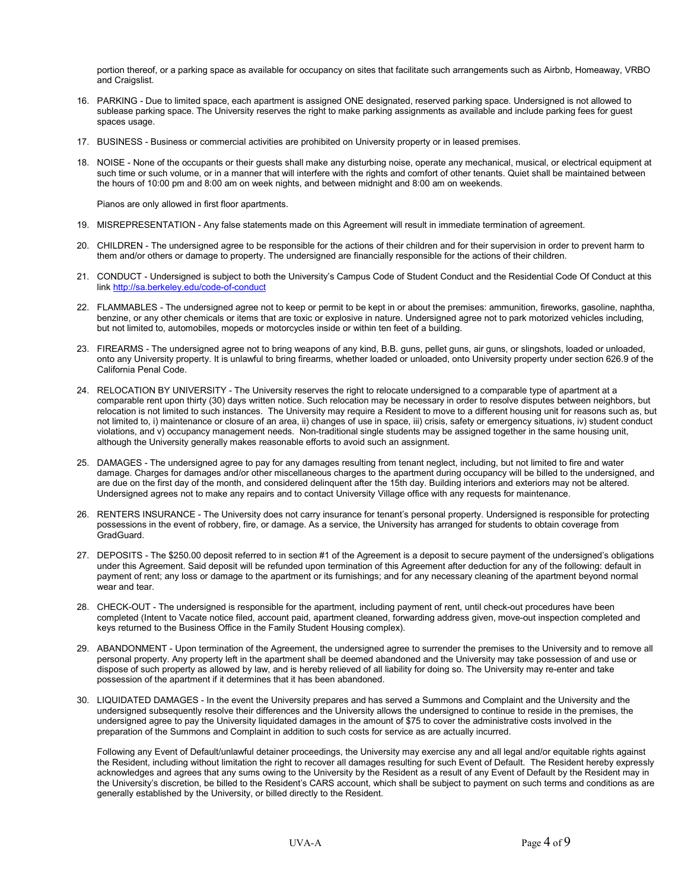portion thereof, or a parking space as available for occupancy on sites that facilitate such arrangements such as Airbnb, Homeaway, VRBO and Craigslist.

16. PARKING - Due to limited space, each apartment is assigned ONE designated, reserved parking space. Undersigned is not allowed to sublease parking space. The University reserves the right to make parking assignments as available and include parking fees for guest spaces usage.

17. BUSINESS - Business or commercial activities are prohibited on University property or in leased premises.

18. NOISE - None of the occupants or their guests shall make any disturbing noise, operate any mechanical, musical, or electrical equipment at such time or such volume, or in a manner that will interfere with the rights and comfort of other tenants. Quiet shall be maintained between the hours of 10:00 pm and 8:00 am on week nights, and between midnight and 8:00 am on weekends.

    Pianos are only allowed in first floor apartments.

19. MISREPRESENTATION - Any false statements made on this Agreement will result in immediate termination of agreement.

20. CHILDREN - The undersigned agree to be responsible for the actions of their children and for their supervision in order to prevent harm to them and/or others or damage to property. The undersigned are financially responsible for the actions of their children.

21. CONDUCT - Undersigned is subject to both the University's Campus Code of Student Conduct and the Residential Code Of Conduct at this link http://sa.berkeley.edu/code-of-conduct

22. FLAMMABLES - The undersigned agree not to keep or permit to be kept in or about the premises: ammunition, fireworks, gasoline, naphtha, benzine, or any other chemicals or items that are toxic or explosive in nature. Undersigned agree not to park motorized vehicles including, but not limited to, automobiles, mopeds or motorcycles inside or within ten feet of a building.

23. FIREARMS - The undersigned agree not to bring weapons of any kind, B.B. guns, pellet guns, air guns, or slingshots, loaded or unloaded, onto any University property. It is unlawful to bring firearms, whether loaded or unloaded, onto University property under section 626.9 of the California Penal Code.

24. RELOCATION BY UNIVERSITY - The University reserves the right to relocate undersigned to a comparable type of apartment at a comparable rent upon thirty (30) days written notice. Such relocation may be necessary in order to resolve disputes between neighbors, but relocation is not limited to such instances. The University may require a Resident to move to a different housing unit for reasons such as, but not limited to, i) maintenance or closure of an area, ii) changes of use in space, iii) crisis, safety or emergency situations, iv) student conduct violations, and v) occupancy management needs. Non-traditional single students may be assigned together in the same housing unit, although the University generally makes reasonable efforts to avoid such an assignment.

25. DAMAGES - The undersigned agree to pay for any damages resulting from tenant neglect, including, but not limited to fire and water damage. Charges for damages and/or other miscellaneous charges to the apartment during occupancy will be billed to the undersigned, and are due on the first day of the month, and considered delinquent after the 15th day. Building interiors and exteriors may not be altered. Undersigned agrees not to make any repairs and to contact University Village office with any requests for maintenance.

26. RENTERS INSURANCE - The University does not carry insurance for tenant's personal property. Undersigned is responsible for protecting possessions in the event of robbery, fire, or damage. As a service, the University has arranged for students to obtain coverage from GradGuard.

27. DEPOSITS - The $250.00 deposit referred to in section #1 of the Agreement is a deposit to secure payment of the undersigned's obligations under this Agreement. Said deposit will be refunded upon termination of this Agreement after deduction for any of the following: default in payment of rent; any loss or damage to the apartment or its furnishings; and for any necessary cleaning of the apartment beyond normal wear and tear.

28. CHECK-OUT - The undersigned is responsible for the apartment, including payment of rent, until check-out procedures have been completed (Intent to Vacate notice filed, account paid, apartment cleaned, forwarding address given, move-out inspection completed and keys returned to the Business Office in the Family Student Housing complex).

29. ABANDONMENT - Upon termination of the Agreement, the undersigned agree to surrender the premises to the University and to remove all personal property. Any property left in the apartment shall be deemed abandoned and the University may take possession of and use or dispose of such property as allowed by law, and is hereby relieved of all liability for doing so. The University may re-enter and take possession of the apartment if it determines that it has been abandoned.

30. LIQUIDATED DAMAGES - In the event the University prepares and has served a Summons and Complaint and the University and the undersigned subsequently resolve their differences and the University allows the undersigned to continue to reside in the premises, the undersigned agree to pay the University liquidated damages in the amount of $75 to cover the administrative costs involved in the preparation of the Summons and Complaint in addition to such costs for service as are actually incurred.

    Following any Event of Default/unlawful detainer proceedings, the University may exercise any and all legal and/or equitable rights against the Resident, including without limitation the right to recover all damages resulting for such Event of Default. The Resident hereby expressly acknowledges and agrees that any sums owing to the University by the Resident as a result of any Event of Default by the Resident may in the University's discretion, be billed to the Resident's CARS account, which shall be subject to payment on such terms and conditions as are generally established by the University, or billed directly to the Resident.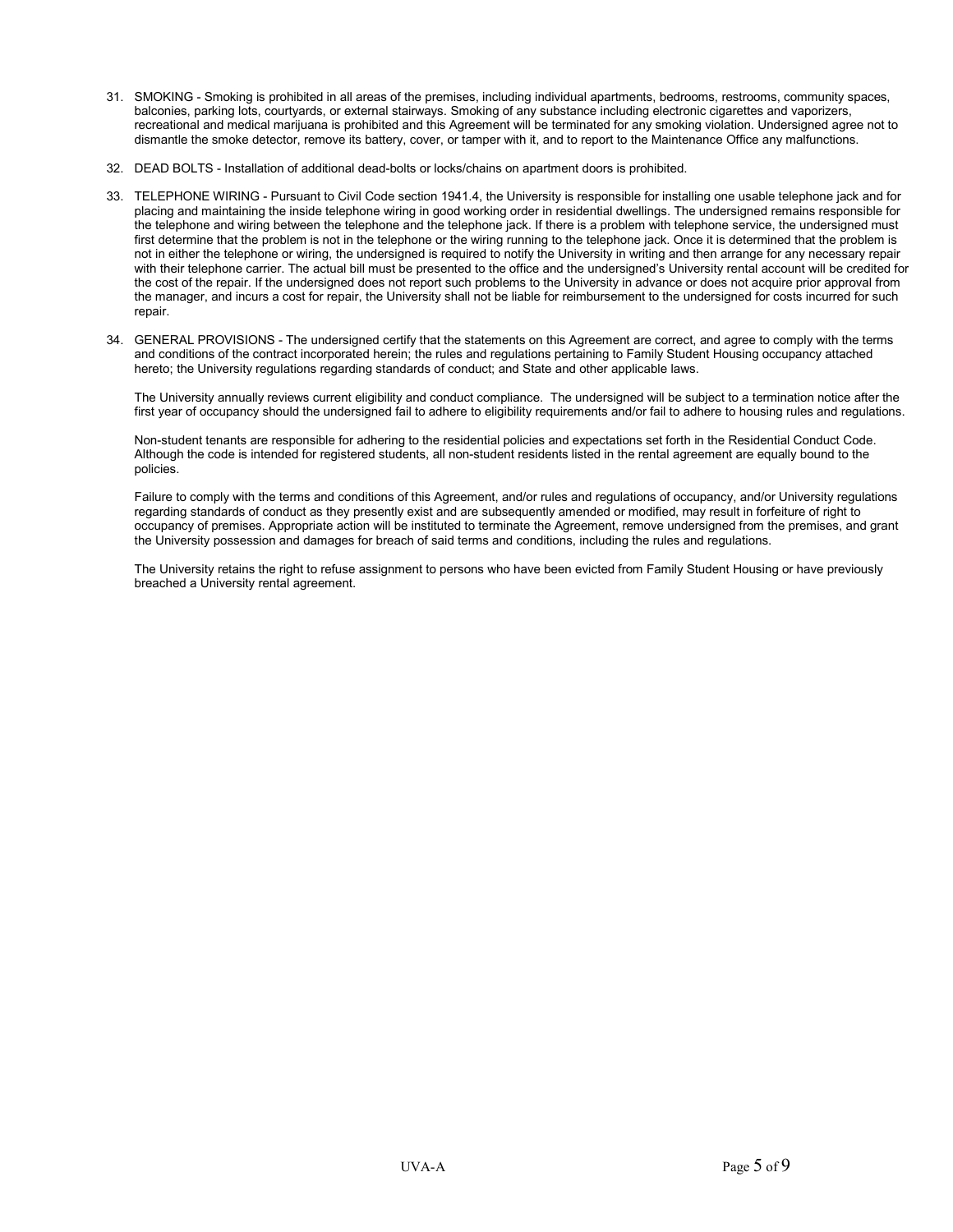31. SMOKING - Smoking is prohibited in all areas of the premises, including individual apartments, bedrooms, restrooms, community spaces, balconies, parking lots, courtyards, or external stairways. Smoking of any substance including electronic cigarettes and vaporizers, recreational and medical marijuana is prohibited and this Agreement will be terminated for any smoking violation. Undersigned agree not to dismantle the smoke detector, remove its battery, cover, or tamper with it, and to report to the Maintenance Office any malfunctions.

32. DEAD BOLTS - Installation of additional dead-bolts or locks/chains on apartment doors is prohibited.

33. TELEPHONE WIRING - Pursuant to Civil Code section 1941.4, the University is responsible for installing one usable telephone jack and for placing and maintaining the inside telephone wiring in good working order in residential dwellings. The undersigned remains responsible for the telephone and wiring between the telephone and the telephone jack. If there is a problem with telephone service, the undersigned must first determine that the problem is not in the telephone or the wiring running to the telephone jack. Once it is determined that the problem is not in either the telephone or wiring, the undersigned is required to notify the University in writing and then arrange for any necessary repair with their telephone carrier. The actual bill must be presented to the office and the undersigned's University rental account will be credited for the cost of the repair. If the undersigned does not report such problems to the University in advance or does not acquire prior approval from the manager, and incurs a cost for repair, the University shall not be liable for reimbursement to the undersigned for costs incurred for such repair.

34. GENERAL PROVISIONS - The undersigned certify that the statements on this Agreement are correct, and agree to comply with the terms and conditions of the contract incorporated herein; the rules and regulations pertaining to Family Student Housing occupancy attached hereto; the University regulations regarding standards of conduct; and State and other applicable laws.

    The University annually reviews current eligibility and conduct compliance. The undersigned will be subject to a termination notice after the first year of occupancy should the undersigned fail to adhere to eligibility requirements and/or fail to adhere to housing rules and regulations.

    Non-student tenants are responsible for adhering to the residential policies and expectations set forth in the Residential Conduct Code. Although the code is intended for registered students, all non-student residents listed in the rental agreement are equally bound to the policies.

    Failure to comply with the terms and conditions of this Agreement, and/or rules and regulations of occupancy, and/or University regulations regarding standards of conduct as they presently exist and are subsequently amended or modified, may result in forfeiture of right to occupancy of premises. Appropriate action will be instituted to terminate the Agreement, remove undersigned from the premises, and grant the University possession and damages for breach of said terms and conditions, including the rules and regulations.

    The University retains the right to refuse assignment to persons who have been evicted from Family Student Housing or have previously breached a University rental agreement.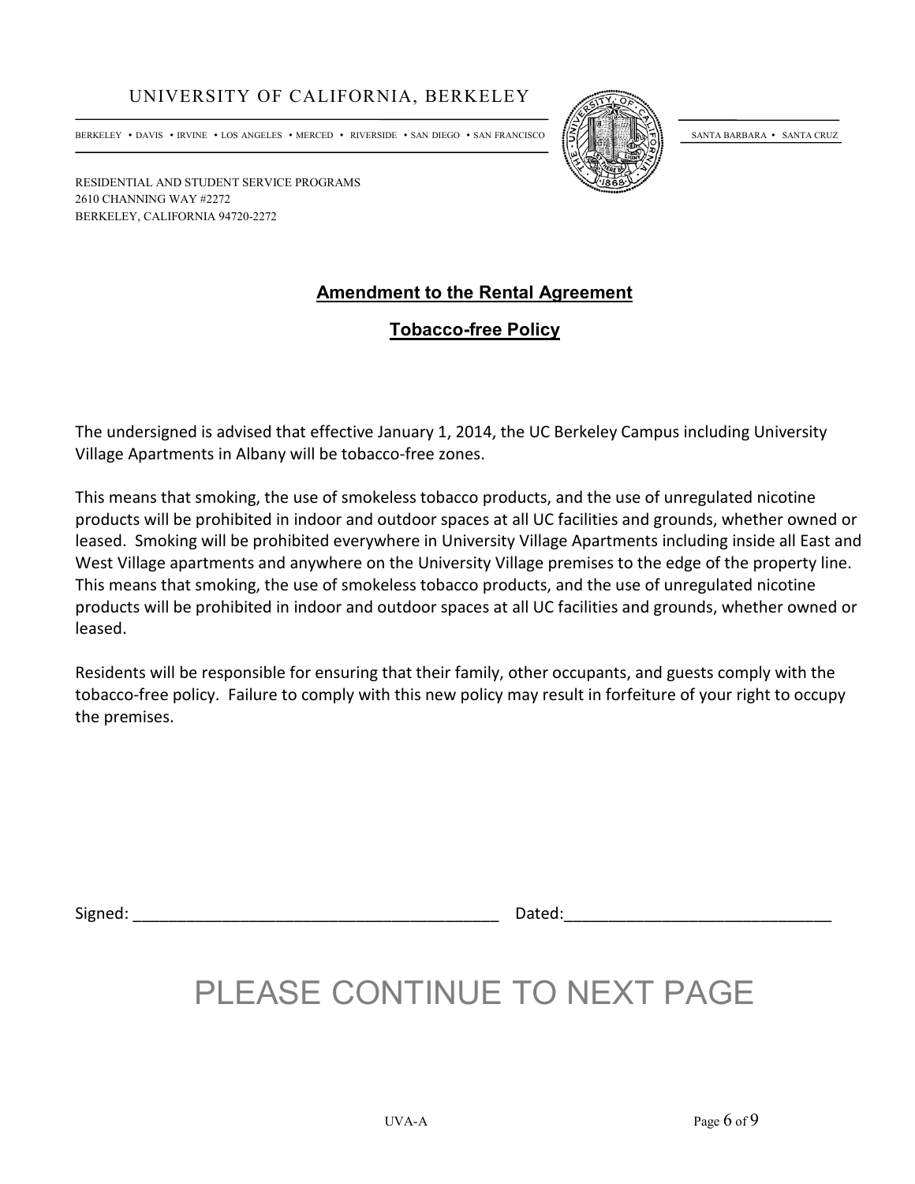UNIVERSITY OF CALIFORNIA, BERKELEY

BERKELEY • DAVIS • IRVINE • LOS ANGELES • MERCED • RIVERSIDE • SAN DIEGO • SAN FRANCISCO SANTA BARBARA • SANTA CRUZ

RESIDENTIAL AND STUDENT SERVICE PROGRAMS
2610 CHANNING WAY #2272
BERKELEY, CALIFORNIA 94720-2272

## Amendment to the Rental Agreement

## Tobacco-free Policy

The undersigned is advised that effective January 1, 2014, the UC Berkeley Campus including University Village Apartments in Albany will be tobacco-free zones.

This means that smoking, the use of smokeless tobacco products, and the use of unregulated nicotine products will be prohibited in indoor and outdoor spaces at all UC facilities and grounds, whether owned or leased. Smoking will be prohibited everywhere in University Village Apartments including inside all East and West Village apartments and anywhere on the University Village premises to the edge of the property line. This means that smoking, the use of smokeless tobacco products, and the use of unregulated nicotine products will be prohibited in indoor and outdoor spaces at all UC facilities and grounds, whether owned or leased.

Residents will be responsible for ensuring that their family, other occupants, and guests comply with the tobacco-free policy. Failure to comply with this new policy may result in forfeiture of your right to occupy the premises.

Signed: ________________________________________ Dated:____________________________

PLEASE CONTINUE TO NEXT PAGE

UVA-A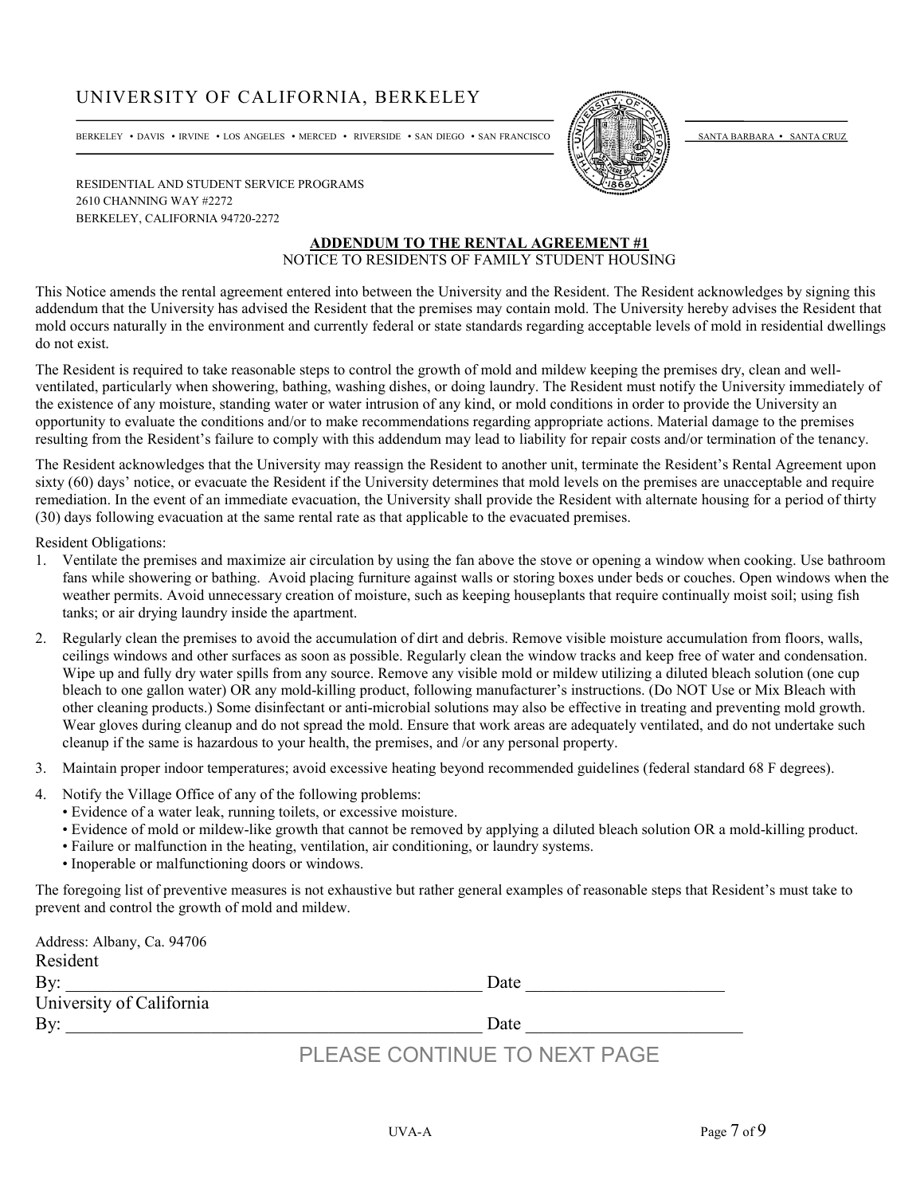# UNIVERSITY OF CALIFORNIA, BERKELEY

BERKELEY • DAVIS • IRVINE • LOS ANGELES • MERCED • RIVERSIDE • SAN DIEGO • SAN FRANCISCO SANTA BARBARA • SANTA CRUZ

RESIDENTIAL AND STUDENT SERVICE PROGRAMS
2610 CHANNING WAY #2272
BERKELEY, CALIFORNIA 94720-2272

## ADDENDUM TO THE RENTAL AGREEMENT #1

NOTICE TO RESIDENTS OF FAMILY STUDENT HOUSING

This Notice amends the rental agreement entered into between the University and the Resident. The Resident acknowledges by signing this addendum that the University has advised the Resident that the premises may contain mold. The University hereby advises the Resident that mold occurs naturally in the environment and currently federal or state standards regarding acceptable levels of mold in residential dwellings do not exist.

The Resident is required to take reasonable steps to control the growth of mold and mildew keeping the premises dry, clean and well-ventilated, particularly when showering, bathing, washing dishes, or doing laundry. The Resident must notify the University immediately of the existence of any moisture, standing water or water intrusion of any kind, or mold conditions in order to provide the University an opportunity to evaluate the conditions and/or to make recommendations regarding appropriate actions. Material damage to the premises resulting from the Resident's failure to comply with this addendum may lead to liability for repair costs and/or termination of the tenancy.

The Resident acknowledges that the University may reassign the Resident to another unit, terminate the Resident's Rental Agreement upon sixty (60) days' notice, or evacuate the Resident if the University determines that mold levels on the premises are unacceptable and require remediation. In the event of an immediate evacuation, the University shall provide the Resident with alternate housing for a period of thirty (30) days following evacuation at the same rental rate as that applicable to the evacuated premises.

Resident Obligations:

1. Ventilate the premises and maximize air circulation by using the fan above the stove or opening a window when cooking. Use bathroom fans while showering or bathing. Avoid placing furniture against walls or storing boxes under beds or couches. Open windows when the weather permits. Avoid unnecessary creation of moisture, such as keeping houseplants that require continually moist soil; using fish tanks; or air drying laundry inside the apartment.
2. Regularly clean the premises to avoid the accumulation of dirt and debris. Remove visible moisture accumulation from floors, walls, ceilings windows and other surfaces as soon as possible. Regularly clean the window tracks and keep free of water and condensation. Wipe up and fully dry water spills from any source. Remove any visible mold or mildew utilizing a diluted bleach solution (one cup bleach to one gallon water) OR any mold-killing product, following manufacturer's instructions. (Do NOT Use or Mix Bleach with other cleaning products.) Some disinfectant or anti-microbial solutions may also be effective in treating and preventing mold growth. Wear gloves during cleanup and do not spread the mold. Ensure that work areas are adequately ventilated, and do not undertake such cleanup if the same is hazardous to your health, the premises, and /or any personal property.
3. Maintain proper indoor temperatures; avoid excessive heating beyond recommended guidelines (federal standard 68 F degrees).
4. Notify the Village Office of any of the following problems:
   - Evidence of a water leak, running toilets, or excessive moisture.
   - Evidence of mold or mildew-like growth that cannot be removed by applying a diluted bleach solution OR a mold-killing product.
   - Failure or malfunction in the heating, ventilation, air conditioning, or laundry systems.
   - Inoperable or malfunctioning doors or windows.

The foregoing list of preventive measures is not exhaustive but rather general examples of reasonable steps that Resident's must take to prevent and control the growth of mold and mildew.

Address: Albany, Ca. 94706

Resident

By: ______________________________________________ Date ______________________

University of California

By: ______________________________________________ Date ______________________

PLEASE CONTINUE TO NEXT PAGE

UVA-A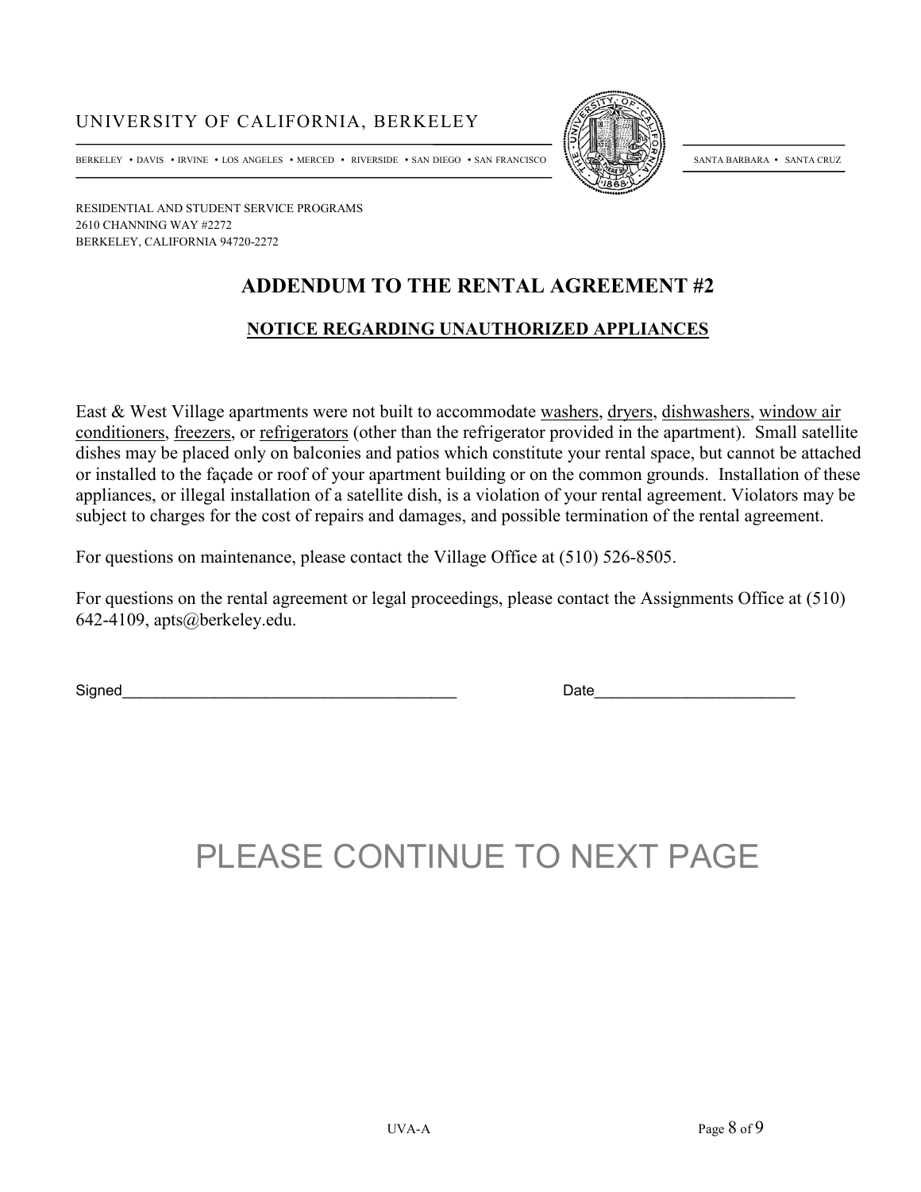UNIVERSITY OF CALIFORNIA, BERKELEY

BERKELEY • DAVIS • IRVINE • LOS ANGELES • MERCED • RIVERSIDE • SAN DIEGO • SAN FRANCISCO SANTA BARBARA • SANTA CRUZ

RESIDENTIAL AND STUDENT SERVICE PROGRAMS
2610 CHANNING WAY #2272
BERKELEY, CALIFORNIA 94720-2272

## ADDENDUM TO THE RENTAL AGREEMENT #2

### NOTICE REGARDING UNAUTHORIZED APPLIANCES

East & West Village apartments were not built to accommodate washers, dryers, dishwashers, window air conditioners, freezers, or refrigerators (other than the refrigerator provided in the apartment). Small satellite dishes may be placed only on balconies and patios which constitute your rental space, but cannot be attached or installed to the façade or roof of your apartment building or on the common grounds. Installation of these appliances, or illegal installation of a satellite dish, is a violation of your rental agreement. Violators may be subject to charges for the cost of repairs and damages, and possible termination of the rental agreement.

For questions on maintenance, please contact the Village Office at (510) 526-8505.

For questions on the rental agreement or legal proceedings, please contact the Assignments Office at (510) 642-4109, apts@berkeley.edu.

Signed________________________________________ Date________________________

PLEASE CONTINUE TO NEXT PAGE

UVA-A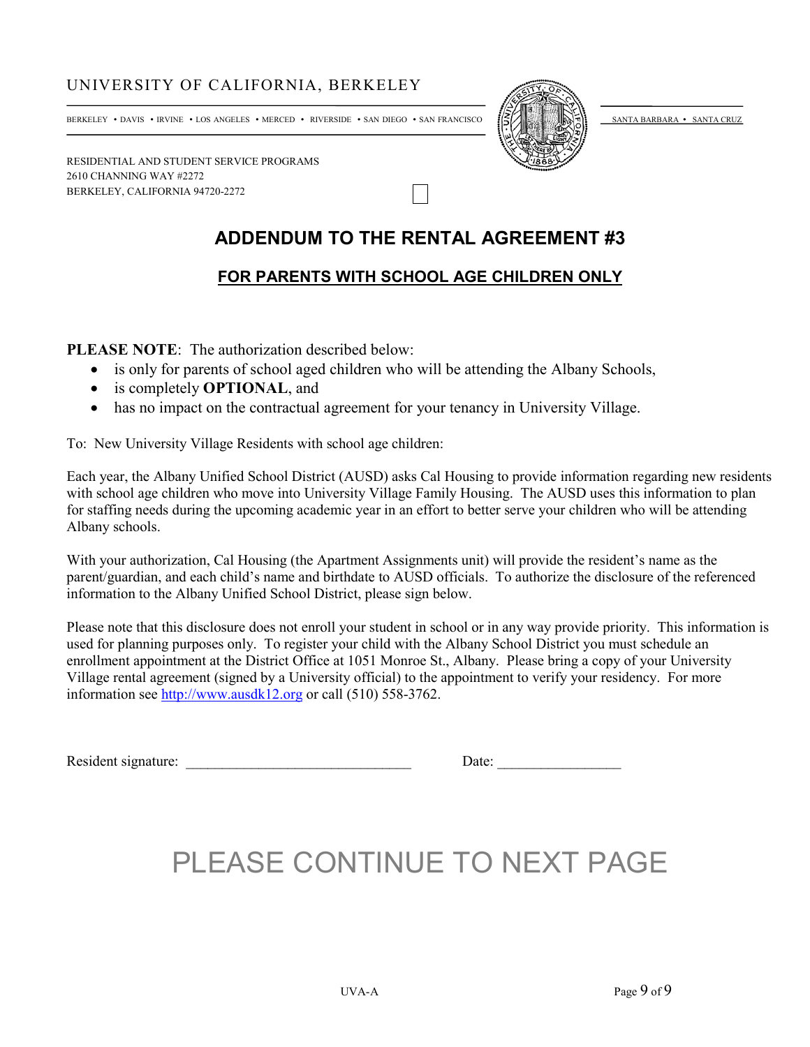UNIVERSITY OF CALIFORNIA, BERKELEY

BERKELEY • DAVIS • IRVINE • LOS ANGELES • MERCED • RIVERSIDE • SAN DIEGO • SAN FRANCISCO SANTA BARBARA • SANTA CRUZ

RESIDENTIAL AND STUDENT SERVICE PROGRAMS
2610 CHANNING WAY #2272
BERKELEY, CALIFORNIA 94720-2272

# ADDENDUM TO THE RENTAL AGREEMENT #3

## FOR PARENTS WITH SCHOOL AGE CHILDREN ONLY

**PLEASE NOTE**: The authorization described below:

- is only for parents of school aged children who will be attending the Albany Schools,
- is completely **OPTIONAL**, and
- has no impact on the contractual agreement for your tenancy in University Village.

To: New University Village Residents with school age children:

Each year, the Albany Unified School District (AUSD) asks Cal Housing to provide information regarding new residents with school age children who move into University Village Family Housing. The AUSD uses this information to plan for staffing needs during the upcoming academic year in an effort to better serve your children who will be attending Albany schools.

With your authorization, Cal Housing (the Apartment Assignments unit) will provide the resident's name as the parent/guardian, and each child's name and birthdate to AUSD officials. To authorize the disclosure of the referenced information to the Albany Unified School District, please sign below.

Please note that this disclosure does not enroll your student in school or in any way provide priority. This information is used for planning purposes only. To register your child with the Albany School District you must schedule an enrollment appointment at the District Office at 1051 Monroe St., Albany. Please bring a copy of your University Village rental agreement (signed by a University official) to the appointment to verify your residency. For more information see http://www.ausdk12.org or call (510) 558-3762.

Resident signature: _______________________________ Date: _________________

PLEASE CONTINUE TO NEXT PAGE

UVA-A